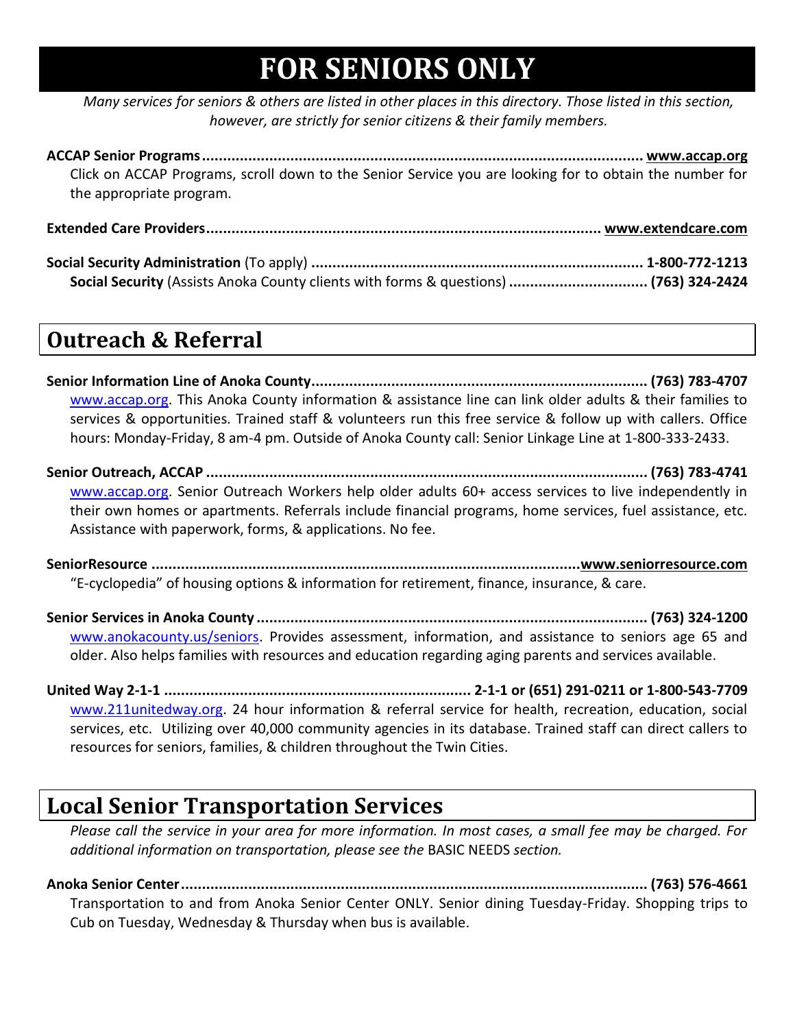# FOR SENIORS ONLY

*Many services for seniors & others are listed in other places in this directory. Those listed in this section, however, are strictly for senior citizens & their family members.*

**ACCAP Senior Programs**........................................................................................................ **www.accap.org**
Click on ACCAP Programs, scroll down to the Senior Service you are looking for to obtain the number for the appropriate program.

**Extended Care Providers**............................................................................................. **www.extendcare.com**

**Social Security Administration** (To apply) ............................................................................ **1-800-772-1213**
**Social Security** (Assists Anoka County clients with forms & questions) ................................. **(763) 324-2424**

## Outreach & Referral

**Senior Information Line of Anoka County**................................................................................ **(763) 783-4707**
www.accap.org. This Anoka County information & assistance line can link older adults & their families to services & opportunities. Trained staff & volunteers run this free service & follow up with callers. Office hours: Monday-Friday, 8 am-4 pm. Outside of Anoka County call: Senior Linkage Line at 1-800-333-2433.

**Senior Outreach, ACCAP** ........................................................................................................ **(763) 783-4741**
www.accap.org. Senior Outreach Workers help older adults 60+ access services to live independently in their own homes or apartments. Referrals include financial programs, home services, fuel assistance, etc. Assistance with paperwork, forms, & applications. No fee.

**SeniorResource** .....................................................................................................**www.seniorresource.com**
"E-cyclopedia" of housing options & information for retirement, finance, insurance, & care.

**Senior Services in Anoka County** ............................................................................................ **(763) 324-1200**
www.anokacounty.us/seniors. Provides assessment, information, and assistance to seniors age 65 and older. Also helps families with resources and education regarding aging parents and services available.

**United Way 2-1-1** ........................................................................ **2-1-1 or (651) 291-0211 or 1-800-543-7709**
www.211unitedway.org. 24 hour information & referral service for health, recreation, education, social services, etc. Utilizing over 40,000 community agencies in its database. Trained staff can direct callers to resources for seniors, families, & children throughout the Twin Cities.

## Local Senior Transportation Services

*Please call the service in your area for more information. In most cases, a small fee may be charged. For additional information on transportation, please see the* BASIC NEEDS *section.*

**Anoka Senior Center**............................................................................................................. **(763) 576-4661**
Transportation to and from Anoka Senior Center ONLY. Senior dining Tuesday-Friday. Shopping trips to Cub on Tuesday, Wednesday & Thursday when bus is available.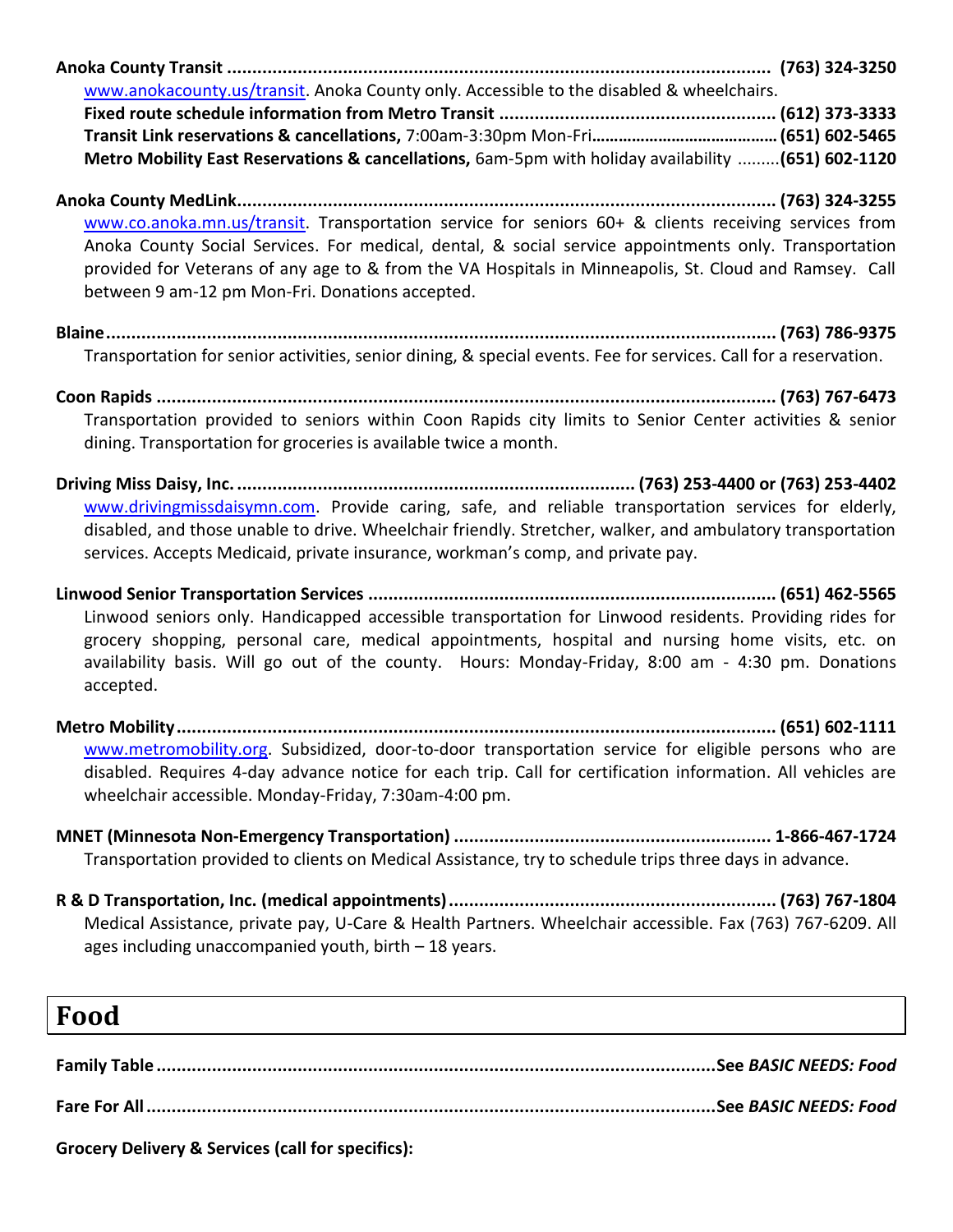**Anoka County Transit** ........................................................................................................ **(763) 324-3250**
[www.anokacounty.us/transit](http://www.anokacounty.us/transit). Anoka County only. Accessible to the disabled & wheelchairs.
**Fixed route schedule information from Metro Transit** ...................................................... **(612) 373-3333**
**Transit Link reservations & cancellations,** 7:00am-3:30pm Mon-Fri........................................ **(651) 602-5465**
**Metro Mobility East Reservations & cancellations,** 6am-5pm with holiday availability .........**(651) 602-1120**

**Anoka County MedLink**........................................................................................................ **(763) 324-3255**
[www.co.anoka.mn.us/transit](http://www.co.anoka.mn.us/transit). Transportation service for seniors 60+ & clients receiving services from Anoka County Social Services. For medical, dental, & social service appointments only. Transportation provided for Veterans of any age to & from the VA Hospitals in Minneapolis, St. Cloud and Ramsey. Call between 9 am-12 pm Mon-Fri. Donations accepted.

**Blaine**..................................................................................................................................... **(763) 786-9375**
Transportation for senior activities, senior dining, & special events. Fee for services. Call for a reservation.

**Coon Rapids** ........................................................................................................................... **(763) 767-6473**
Transportation provided to seniors within Coon Rapids city limits to Senior Center activities & senior dining. Transportation for groceries is available twice a month.

**Driving Miss Daisy, Inc.** ............................................................................ **(763) 253-4400 or (763) 253-4402**
[www.drivingmissdaisymn.com](http://www.drivingmissdaisymn.com). Provide caring, safe, and reliable transportation services for elderly, disabled, and those unable to drive. Wheelchair friendly. Stretcher, walker, and ambulatory transportation services. Accepts Medicaid, private insurance, workman's comp, and private pay.

**Linwood Senior Transportation Services** ................................................................................ **(651) 462-5565**
Linwood seniors only. Handicapped accessible transportation for Linwood residents. Providing rides for grocery shopping, personal care, medical appointments, hospital and nursing home visits, etc. on availability basis. Will go out of the county. Hours: Monday-Friday, 8:00 am - 4:30 pm. Donations accepted.

**Metro Mobility**........................................................................................................................ **(651) 602-1111**
[www.metromobility.org](http://www.metromobility.org). Subsidized, door-to-door transportation service for eligible persons who are disabled. Requires 4-day advance notice for each trip. Call for certification information. All vehicles are wheelchair accessible. Monday-Friday, 7:30am-4:00 pm.

**MNET (Minnesota Non-Emergency Transportation)** ............................................................... **1-866-467-1724**
Transportation provided to clients on Medical Assistance, try to schedule trips three days in advance.

**R & D Transportation, Inc. (medical appointments)**................................................................. **(763) 767-1804**
Medical Assistance, private pay, U-Care & Health Partners. Wheelchair accessible. Fax (763) 767-6209. All ages including unaccompanied youth, birth – 18 years.

# Food

**Family Table** ...............................................................................................................**See *BASIC NEEDS: Food***

**Fare For All** .................................................................................................................**See *BASIC NEEDS: Food***

**Grocery Delivery & Services (call for specifics):**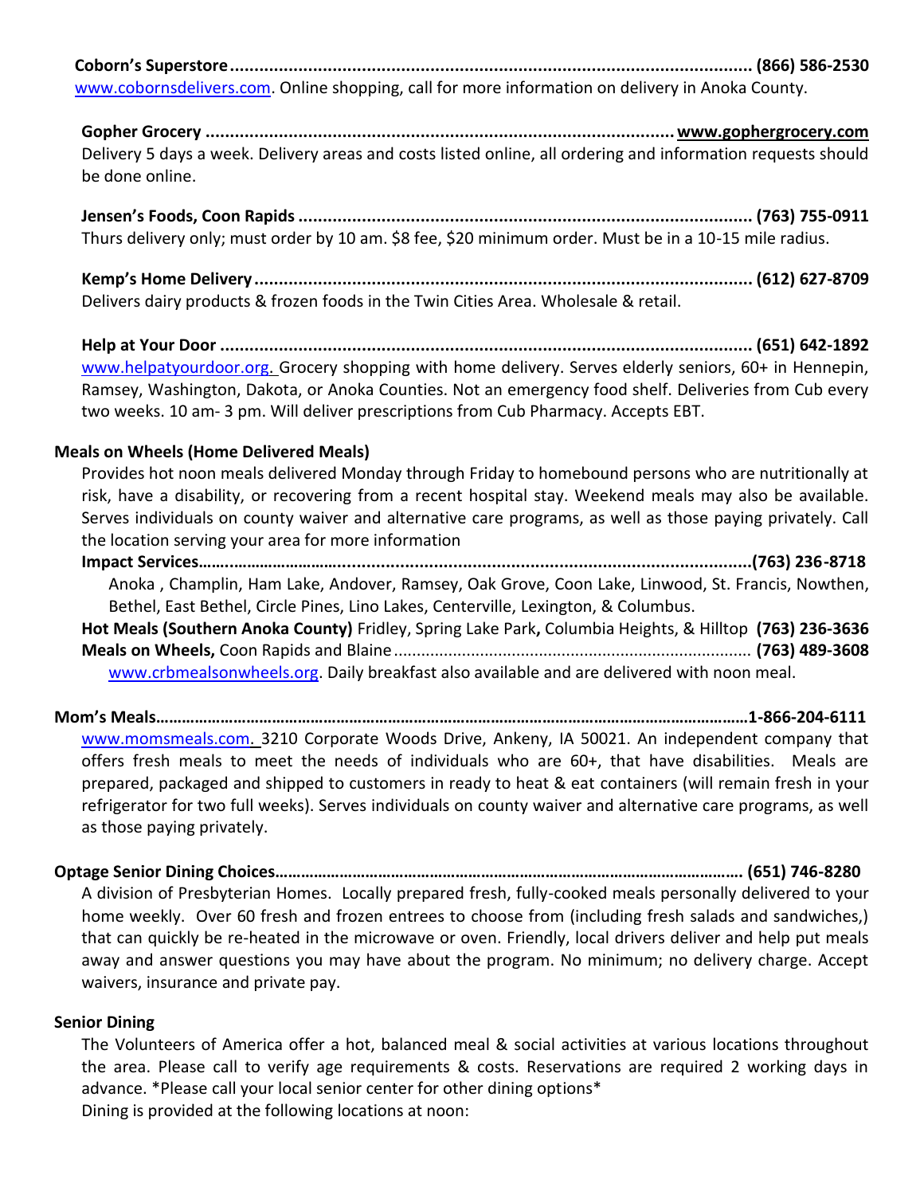**Coborn's Superstore** ........................................................................................................... **(866) 586-2530**
www.cobornsdelivers.com. Online shopping, call for more information on delivery in Anoka County.

**Gopher Grocery** ................................................................................................ **www.gophergrocery.com**
Delivery 5 days a week. Delivery areas and costs listed online, all ordering and information requests should be done online.

**Jensen's Foods, Coon Rapids** ............................................................................................. **(763) 755-0911**
Thurs delivery only; must order by 10 am. $8 fee, $20 minimum order. Must be in a 10-15 mile radius.

**Kemp's Home Delivery** ..................................................................................................... **(612) 627-8709**
Delivers dairy products & frozen foods in the Twin Cities Area. Wholesale & retail.

**Help at Your Door** ............................................................................................................. **(651) 642-1892**
www.helpatyourdoor.org. Grocery shopping with home delivery. Serves elderly seniors, 60+ in Hennepin, Ramsey, Washington, Dakota, or Anoka Counties. Not an emergency food shelf. Deliveries from Cub every two weeks. 10 am- 3 pm. Will deliver prescriptions from Cub Pharmacy. Accepts EBT.

**Meals on Wheels (Home Delivered Meals)**

Provides hot noon meals delivered Monday through Friday to homebound persons who are nutritionally at risk, have a disability, or recovering from a recent hospital stay. Weekend meals may also be available. Serves individuals on county waiver and alternative care programs, as well as those paying privately. Call the location serving your area for more information

**Impact Services**........................................................................................................**(763) 236-8718**
Anoka , Champlin, Ham Lake, Andover, Ramsey, Oak Grove, Coon Lake, Linwood, St. Francis, Nowthen, Bethel, East Bethel, Circle Pines, Lino Lakes, Centerville, Lexington, & Columbus.

**Hot Meals (Southern Anoka County)** Fridley, Spring Lake Park**,** Columbia Heights, & Hilltop **(763) 236-3636**

**Meals on Wheels,** Coon Rapids and Blaine ............................................................................. **(763) 489-3608**
www.crbmealsonwheels.org. Daily breakfast also available and are delivered with noon meal.

**Mom's Meals**.......................................................................................................................**1-866-204-6111**
www.momsmeals.com. 3210 Corporate Woods Drive, Ankeny, IA 50021. An independent company that offers fresh meals to meet the needs of individuals who are 60+, that have disabilities. Meals are prepared, packaged and shipped to customers in ready to heat & eat containers (will remain fresh in your refrigerator for two full weeks). Serves individuals on county waiver and alternative care programs, as well as those paying privately.

**Optage Senior Dining Choices**.................................................................................................. **(651) 746-8280**
A division of Presbyterian Homes. Locally prepared fresh, fully-cooked meals personally delivered to your home weekly. Over 60 fresh and frozen entrees to choose from (including fresh salads and sandwiches,) that can quickly be re-heated in the microwave or oven. Friendly, local drivers deliver and help put meals away and answer questions you may have about the program. No minimum; no delivery charge. Accept waivers, insurance and private pay.

**Senior Dining**

The Volunteers of America offer a hot, balanced meal & social activities at various locations throughout the area. Please call to verify age requirements & costs. Reservations are required 2 working days in advance. *Please call your local senior center for other dining options*
Dining is provided at the following locations at noon: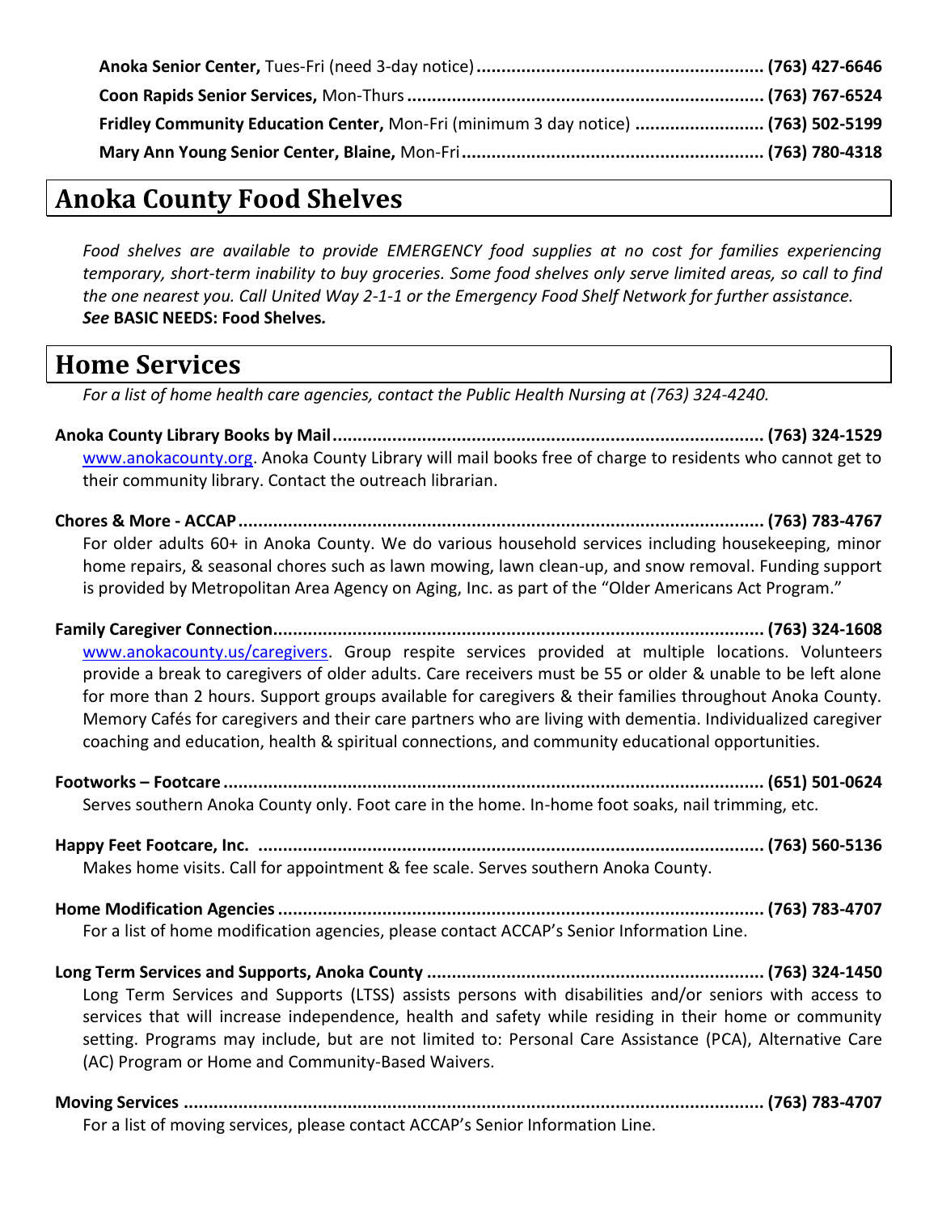**Anoka Senior Center,** Tues-Fri (need 3-day notice) ........................................................ **(763) 427-6646**

**Coon Rapids Senior Services,** Mon-Thurs ........................................................................ **(763) 767-6524**

**Fridley Community Education Center,** Mon-Fri (minimum 3 day notice) ......................... **(763) 502-5199**

**Mary Ann Young Senior Center, Blaine,** Mon-Fri ............................................................ **(763) 780-4318**

## Anoka County Food Shelves

*Food shelves are available to provide EMERGENCY food supplies at no cost for families experiencing temporary, short-term inability to buy groceries. Some food shelves only serve limited areas, so call to find the one nearest you. Call United Way 2-1-1 or the Emergency Food Shelf Network for further assistance.*
***See* BASIC NEEDS: Food Shelves.**

## Home Services

*For a list of home health care agencies, contact the Public Health Nursing at (763) 324-4240.*

**Anoka County Library Books by Mail ...................................................................................... (763) 324-1529**
www.anokacounty.org. Anoka County Library will mail books free of charge to residents who cannot get to their community library. Contact the outreach librarian.

**Chores & More - ACCAP ........................................................................................................ (763) 783-4767**
For older adults 60+ in Anoka County. We do various household services including housekeeping, minor home repairs, & seasonal chores such as lawn mowing, lawn clean-up, and snow removal. Funding support is provided by Metropolitan Area Agency on Aging, Inc. as part of the "Older Americans Act Program."

**Family Caregiver Connection.................................................................................................. (763) 324-1608**
www.anokacounty.us/caregivers. Group respite services provided at multiple locations. Volunteers provide a break to caregivers of older adults. Care receivers must be 55 or older & unable to be left alone for more than 2 hours. Support groups available for caregivers & their families throughout Anoka County. Memory Cafés for caregivers and their care partners who are living with dementia. Individualized caregiver coaching and education, health & spiritual connections, and community educational opportunities.

**Footworks – Footcare ............................................................................................................ (651) 501-0624**
Serves southern Anoka County only. Foot care in the home. In-home foot soaks, nail trimming, etc.

**Happy Feet Footcare, Inc. ..................................................................................................... (763) 560-5136**
Makes home visits. Call for appointment & fee scale. Serves southern Anoka County.

**Home Modification Agencies ................................................................................................. (763) 783-4707**
For a list of home modification agencies, please contact ACCAP's Senior Information Line.

**Long Term Services and Supports, Anoka County ................................................................... (763) 324-1450**
Long Term Services and Supports (LTSS) assists persons with disabilities and/or seniors with access to services that will increase independence, health and safety while residing in their home or community setting. Programs may include, but are not limited to: Personal Care Assistance (PCA), Alternative Care (AC) Program or Home and Community-Based Waivers.

**Moving Services .................................................................................................................... (763) 783-4707**
For a list of moving services, please contact ACCAP's Senior Information Line.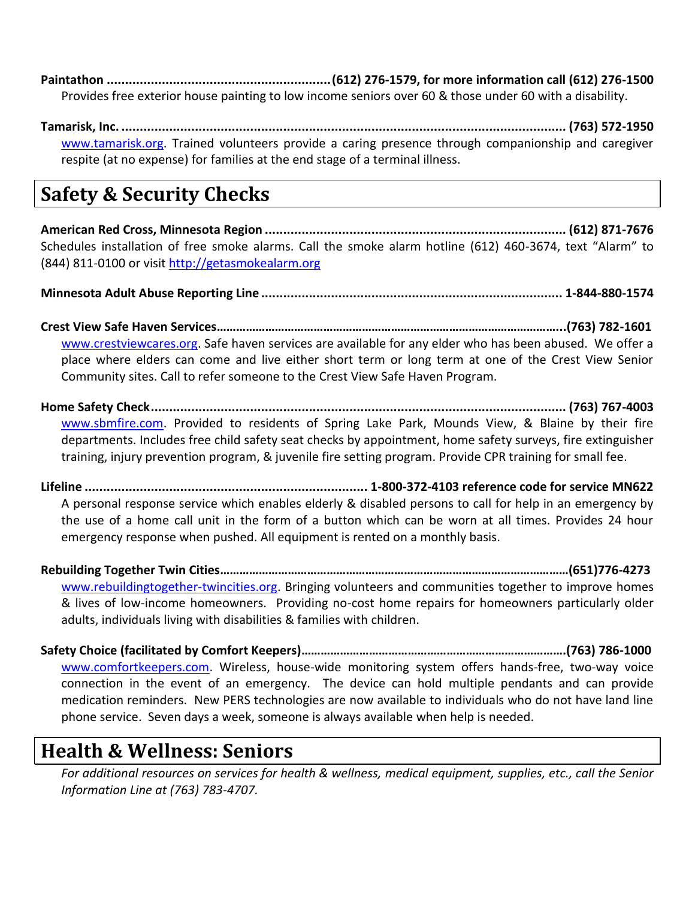**Paintathon ............................................................(612) 276-1579, for more information call (612) 276-1500**
Provides free exterior house painting to low income seniors over 60 & those under 60 with a disability.

**Tamarisk, Inc. ......................................................................................................................... (763) 572-1950**
www.tamarisk.org. Trained volunteers provide a caring presence through companionship and caregiver respite (at no expense) for families at the end stage of a terminal illness.

## Safety & Security Checks

**American Red Cross, Minnesota Region .................................................................................. (612) 871-7676**
Schedules installation of free smoke alarms. Call the smoke alarm hotline (612) 460-3674, text "Alarm" to (844) 811-0100 or visit http://getasmokealarm.org

**Minnesota Adult Abuse Reporting Line ................................................................................. 1-844-880-1574**

**Crest View Safe Haven Services…………………………………………………………………………………………………..(763) 782-1601**
www.crestviewcares.org. Safe haven services are available for any elder who has been abused. We offer a place where elders can come and live either short term or long term at one of the Crest View Senior Community sites. Call to refer someone to the Crest View Safe Haven Program.

**Home Safety Check................................................................................................................. (763) 767-4003**
www.sbmfire.com. Provided to residents of Spring Lake Park, Mounds View, & Blaine by their fire departments. Includes free child safety seat checks by appointment, home safety surveys, fire extinguisher training, injury prevention program, & juvenile fire setting program. Provide CPR training for small fee.

**Lifeline ............................................................................ 1-800-372-4103 reference code for service MN622**
A personal response service which enables elderly & disabled persons to call for help in an emergency by the use of a home call unit in the form of a button which can be worn at all times. Provides 24 hour emergency response when pushed. All equipment is rented on a monthly basis.

**Rebuilding Together Twin Cities……………………………………………………………………………………………(651)776-4273**
www.rebuildingtogether-twincities.org. Bringing volunteers and communities together to improve homes & lives of low-income homeowners. Providing no-cost home repairs for homeowners particularly older adults, individuals living with disabilities & families with children.

**Safety Choice (facilitated by Comfort Keepers)………………………………………………………………………(763) 786-1000**
www.comfortkeepers.com. Wireless, house-wide monitoring system offers hands-free, two-way voice connection in the event of an emergency. The device can hold multiple pendants and can provide medication reminders. New PERS technologies are now available to individuals who do not have land line phone service. Seven days a week, someone is always available when help is needed.

## Health & Wellness: Seniors

*For additional resources on services for health & wellness, medical equipment, supplies, etc., call the Senior Information Line at (763) 783-4707.*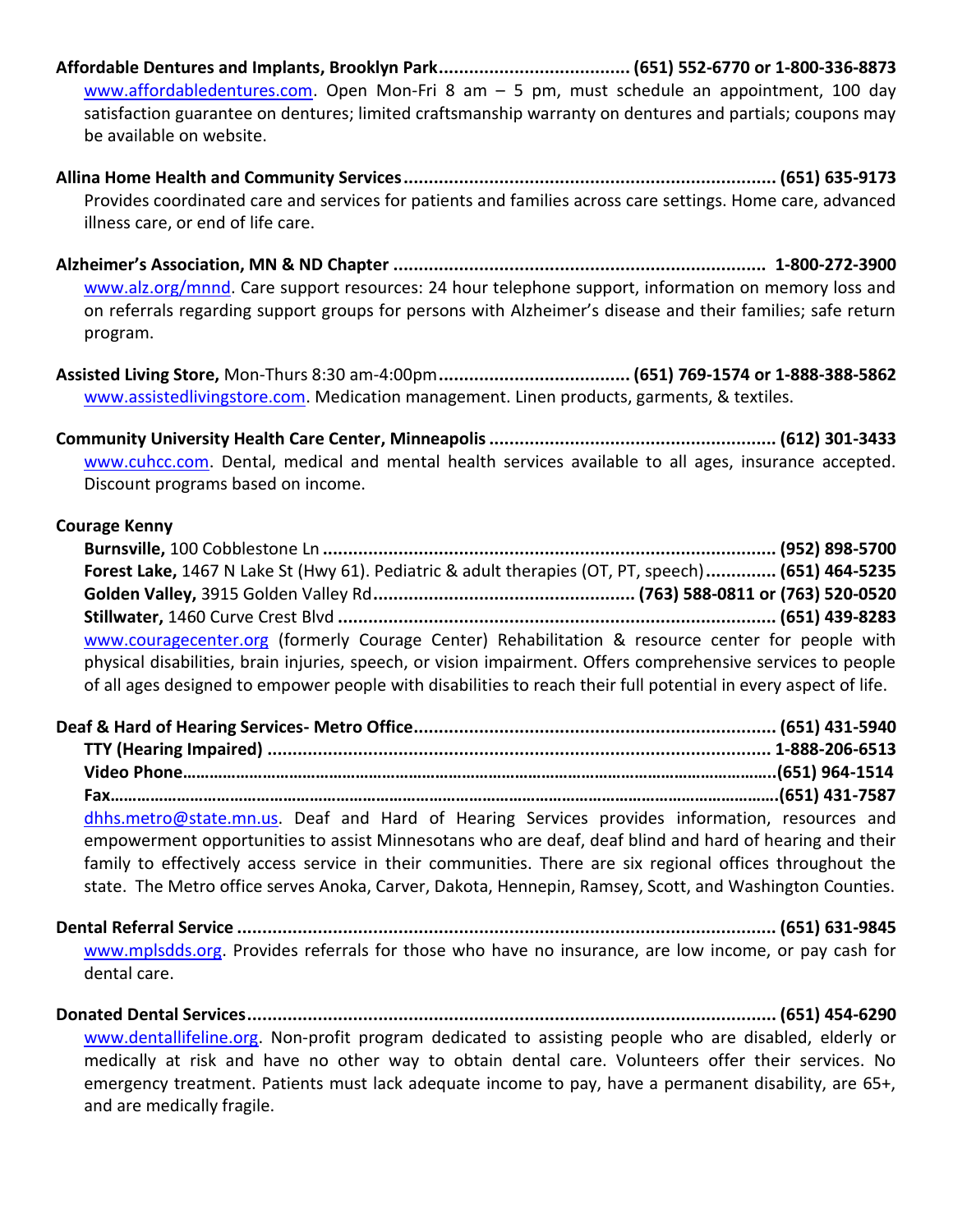**Affordable Dentures and Implants, Brooklyn Park** ...................................... **(651) 552-6770 or 1-800-336-8873**
www.affordabledentures.com. Open Mon-Fri 8 am – 5 pm, must schedule an appointment, 100 day satisfaction guarantee on dentures; limited craftsmanship warranty on dentures and partials; coupons may be available on website.

**Allina Home Health and Community Services** .......................................................................... **(651) 635-9173**
Provides coordinated care and services for patients and families across care settings. Home care, advanced illness care, or end of life care.

**Alzheimer's Association, MN & ND Chapter** ......................................................................... **1-800-272-3900**
www.alz.org/mnnd. Care support resources: 24 hour telephone support, information on memory loss and on referrals regarding support groups for persons with Alzheimer's disease and their families; safe return program.

**Assisted Living Store,** Mon-Thurs 8:30 am-4:00pm ...................................... **(651) 769-1574 or 1-888-388-5862**
www.assistedlivingstore.com. Medication management. Linen products, garments, & textiles.

**Community University Health Care Center, Minneapolis** ......................................................... **(612) 301-3433**
www.cuhcc.com. Dental, medical and mental health services available to all ages, insurance accepted. Discount programs based on income.

**Courage Kenny**

**Burnsville,** 100 Cobblestone Ln ........................................................................................... **(952) 898-5700**
**Forest Lake,** 1467 N Lake St (Hwy 61). Pediatric & adult therapies (OT, PT, speech) .............. **(651) 464-5235**
**Golden Valley,** 3915 Golden Valley Rd .................................................... **(763) 588-0811 or (763) 520-0520**
**Stillwater,** 1460 Curve Crest Blvd ........................................................................................ **(651) 439-8283**
www.couragecenter.org (formerly Courage Center) Rehabilitation & resource center for people with physical disabilities, brain injuries, speech, or vision impairment. Offers comprehensive services to people of all ages designed to empower people with disabilities to reach their full potential in every aspect of life.

**Deaf & Hard of Hearing Services- Metro Office** ........................................................................ **(651) 431-5940**
**TTY (Hearing Impaired)** .................................................................................................... **1-888-206-6513**
**Video Phone**....................................................................................................................**(651) 964-1514**
**Fax**..................................................................................................................................**(651) 431-7587**
dhhs.metro@state.mn.us. Deaf and Hard of Hearing Services provides information, resources and empowerment opportunities to assist Minnesotans who are deaf, deaf blind and hard of hearing and their family to effectively access service in their communities. There are six regional offices throughout the state. The Metro office serves Anoka, Carver, Dakota, Hennepin, Ramsey, Scott, and Washington Counties.

**Dental Referral Service** ............................................................................................................ **(651) 631-9845**
www.mplsdds.org. Provides referrals for those who have no insurance, are low income, or pay cash for dental care.

**Donated Dental Services** ........................................................................................................... **(651) 454-6290**
www.dentallifeline.org. Non-profit program dedicated to assisting people who are disabled, elderly or medically at risk and have no other way to obtain dental care. Volunteers offer their services. No emergency treatment. Patients must lack adequate income to pay, have a permanent disability, are 65+, and are medically fragile.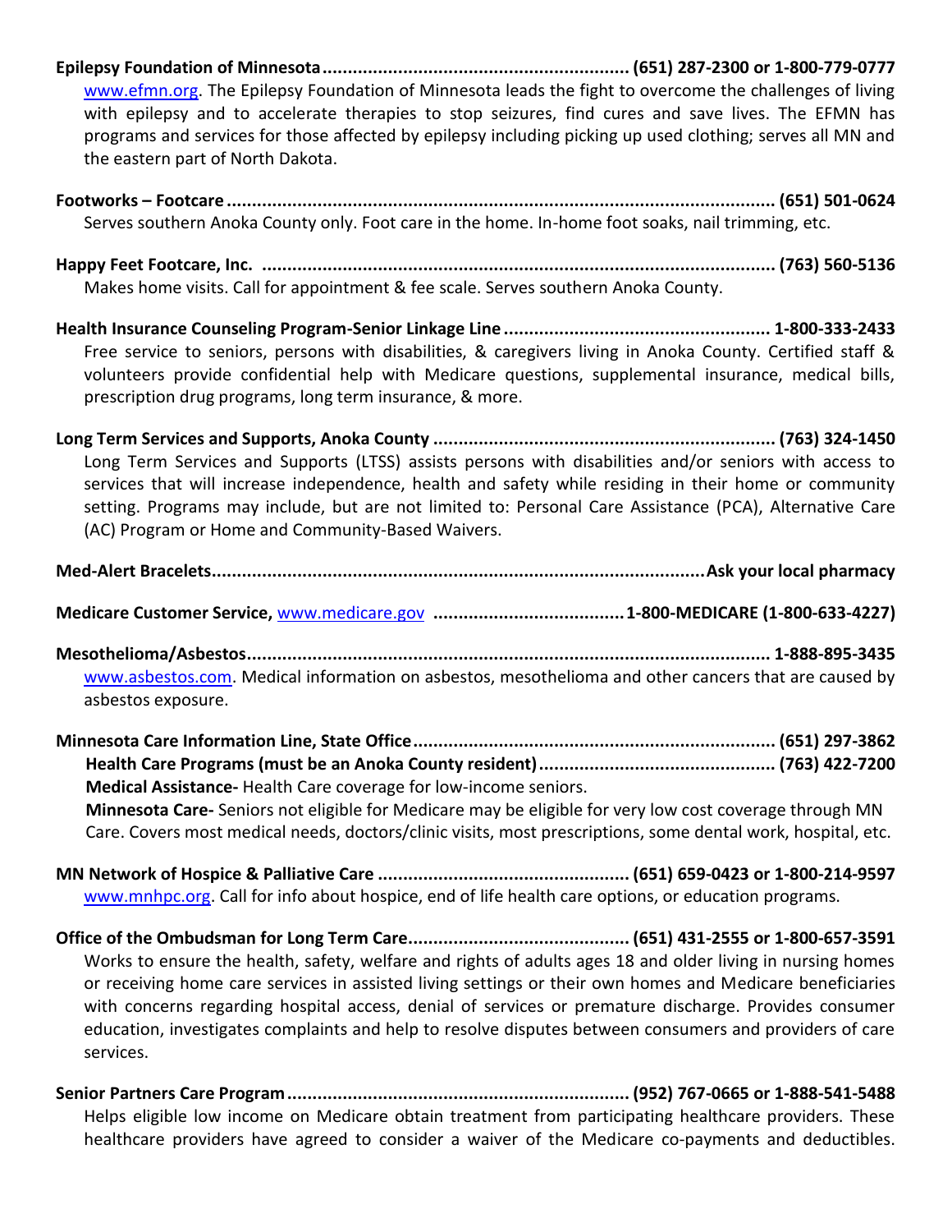**Epilepsy Foundation of Minnesota............................................................ (651) 287-2300 or 1-800-779-0777**
www.efmn.org. The Epilepsy Foundation of Minnesota leads the fight to overcome the challenges of living with epilepsy and to accelerate therapies to stop seizures, find cures and save lives. The EFMN has programs and services for those affected by epilepsy including picking up used clothing; serves all MN and the eastern part of North Dakota.

**Footworks – Footcare .............................................................................................................. (651) 501-0624**
Serves southern Anoka County only. Foot care in the home. In-home foot soaks, nail trimming, etc.

**Happy Feet Footcare, Inc. ....................................................................................................... (763) 560-5136**
Makes home visits. Call for appointment & fee scale. Serves southern Anoka County.

**Health Insurance Counseling Program-Senior Linkage Line ..................................................... 1-800-333-2433**
Free service to seniors, persons with disabilities, & caregivers living in Anoka County. Certified staff & volunteers provide confidential help with Medicare questions, supplemental insurance, medical bills, prescription drug programs, long term insurance, & more.

**Long Term Services and Supports, Anoka County .................................................................... (763) 324-1450**
Long Term Services and Supports (LTSS) assists persons with disabilities and/or seniors with access to services that will increase independence, health and safety while residing in their home or community setting. Programs may include, but are not limited to: Personal Care Assistance (PCA), Alternative Care (AC) Program or Home and Community-Based Waivers.

**Med-Alert Bracelets.................................................................................................Ask your local pharmacy**

**Medicare Customer Service,** www.medicare.gov **......................................1-800-MEDICARE (1-800-633-4227)**

**Mesothelioma/Asbestos......................................................................................................... 1-888-895-3435**
www.asbestos.com. Medical information on asbestos, mesothelioma and other cancers that are caused by asbestos exposure.

**Minnesota Care Information Line, State Office......................................................................... (651) 297-3862**
**Health Care Programs (must be an Anoka County resident)............................................... (763) 422-7200**
**Medical Assistance-** Health Care coverage for low-income seniors.
**Minnesota Care-** Seniors not eligible for Medicare may be eligible for very low cost coverage through MN Care. Covers most medical needs, doctors/clinic visits, most prescriptions, some dental work, hospital, etc.

**MN Network of Hospice & Palliative Care .................................................. (651) 659-0423 or 1-800-214-9597**
www.mnhpc.org. Call for info about hospice, end of life health care options, or education programs.

**Office of the Ombudsman for Long Term Care............................................ (651) 431-2555 or 1-800-657-3591**
Works to ensure the health, safety, welfare and rights of adults ages 18 and older living in nursing homes or receiving home care services in assisted living settings or their own homes and Medicare beneficiaries with concerns regarding hospital access, denial of services or premature discharge. Provides consumer education, investigates complaints and help to resolve disputes between consumers and providers of care services.

**Senior Partners Care Program.................................................................... (952) 767-0665 or 1-888-541-5488**
Helps eligible low income on Medicare obtain treatment from participating healthcare providers. These healthcare providers have agreed to consider a waiver of the Medicare co-payments and deductibles.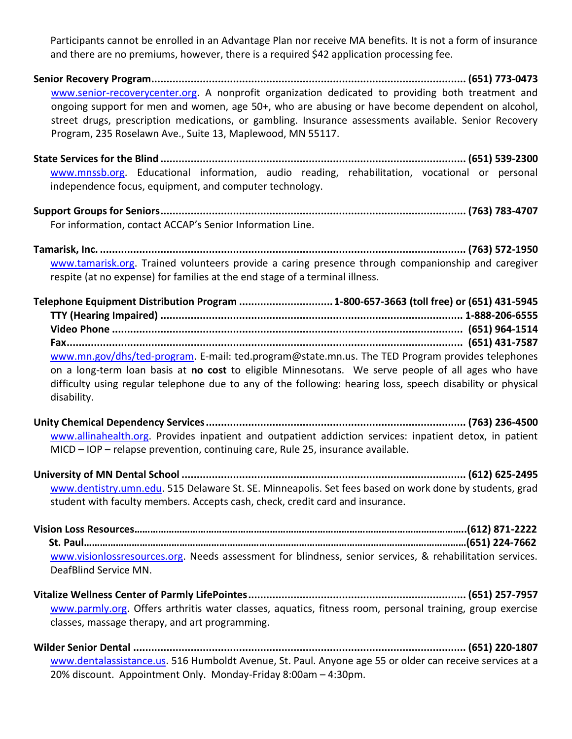Participants cannot be enrolled in an Advantage Plan nor receive MA benefits. It is not a form of insurance and there are no premiums, however, there is a required $42 application processing fee.

**Senior Recovery Program....................................................................................................... (651) 773-0473**
www.senior-recoverycenter.org. A nonprofit organization dedicated to providing both treatment and ongoing support for men and women, age 50+, who are abusing or have become dependent on alcohol, street drugs, prescription medications, or gambling. Insurance assessments available. Senior Recovery Program, 235 Roselawn Ave., Suite 13, Maplewood, MN 55117.

**State Services for the Blind .................................................................................................... (651) 539-2300**
www.mnssb.org. Educational information, audio reading, rehabilitation, vocational or personal independence focus, equipment, and computer technology.

**Support Groups for Seniors..................................................................................................... (763) 783-4707**
For information, contact ACCAP's Senior Information Line.

**Tamarisk, Inc. ......................................................................................................................... (763) 572-1950**
www.tamarisk.org. Trained volunteers provide a caring presence through companionship and caregiver respite (at no expense) for families at the end stage of a terminal illness.

**Telephone Equipment Distribution Program ............................... 1-800-657-3663 (toll free) or (651) 431-5945**
**TTY (Hearing Impaired) .................................................................................................... 1-888-206-6555**
**Video Phone .................................................................................................................... (651) 964-1514**
**Fax.................................................................................................................................... (651) 431-7587**
www.mn.gov/dhs/ted-program. E-mail: ted.program@state.mn.us. The TED Program provides telephones on a long-term loan basis at **no cost** to eligible Minnesotans. We serve people of all ages who have difficulty using regular telephone due to any of the following: hearing loss, speech disability or physical disability.

**Unity Chemical Dependency Services..................................................................................... (763) 236-4500**
www.allinahealth.org. Provides inpatient and outpatient addiction services: inpatient detox, in patient MICD – IOP – relapse prevention, continuing care, Rule 25, insurance available.

**University of MN Dental School .............................................................................................. (612) 625-2495**
www.dentistry.umn.edu. 515 Delaware St. SE. Minneapolis. Set fees based on work done by students, grad student with faculty members. Accepts cash, check, credit card and insurance.

**Vision Loss Resources………………………………………………………………………………………………………………(612) 871-2222**
**St. Paul……………………………………………………………………………………………………………………………………(651) 224-7662**
www.visionlossresources.org. Needs assessment for blindness, senior services, & rehabilitation services. DeafBlind Service MN.

**Vitalize Wellness Center of Parmly LifePointes....................................................................... (651) 257-7957**
www.parmly.org. Offers arthritis water classes, aquatics, fitness room, personal training, group exercise classes, massage therapy, and art programming.

**Wilder Senior Dental .............................................................................................................. (651) 220-1807**
www.dentalassistance.us. 516 Humboldt Avenue, St. Paul. Anyone age 55 or older can receive services at a 20% discount. Appointment Only. Monday-Friday 8:00am – 4:30pm.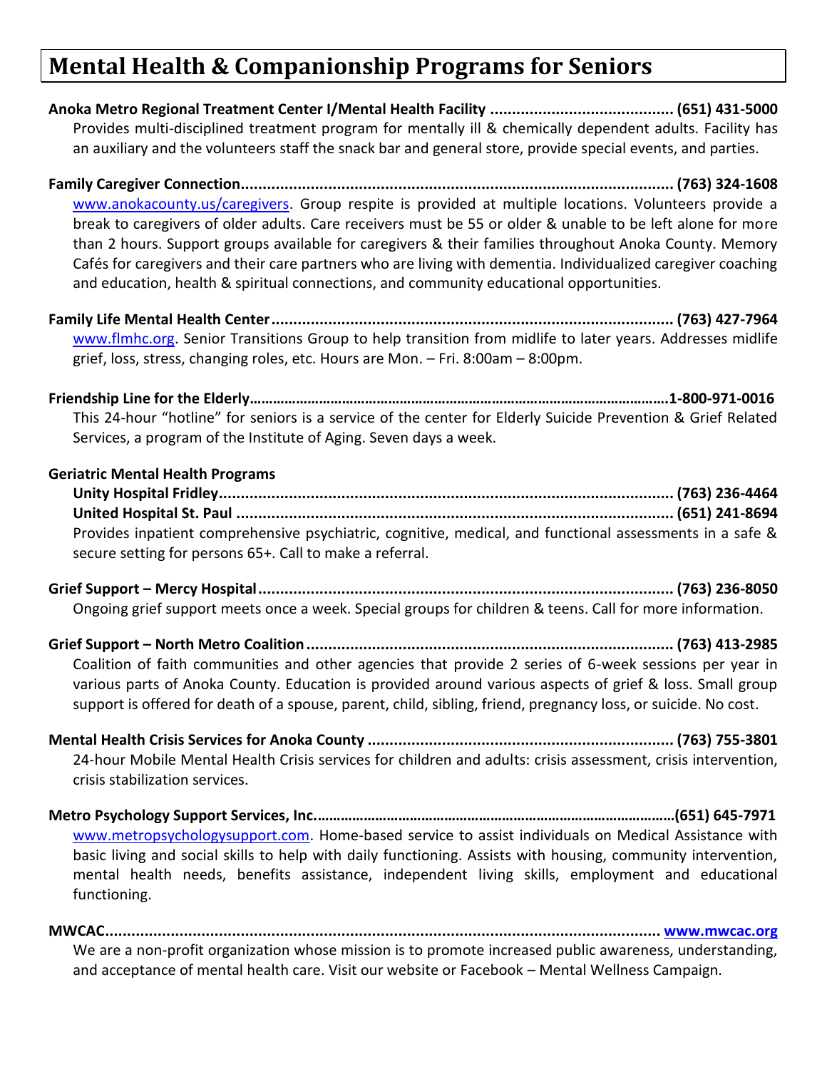# Mental Health & Companionship Programs for Seniors

**Anoka Metro Regional Treatment Center I/Mental Health Facility .......................................... (651) 431-5000**
Provides multi-disciplined treatment program for mentally ill & chemically dependent adults. Facility has an auxiliary and the volunteers staff the snack bar and general store, provide special events, and parties.

**Family Caregiver Connection.................................................................................................... (763) 324-1608**
www.anokacounty.us/caregivers. Group respite is provided at multiple locations. Volunteers provide a break to caregivers of older adults. Care receivers must be 55 or older & unable to be left alone for more than 2 hours. Support groups available for caregivers & their families throughout Anoka County. Memory Cafés for caregivers and their care partners who are living with dementia. Individualized caregiver coaching and education, health & spiritual connections, and community educational opportunities.

**Family Life Mental Health Center............................................................................................ (763) 427-7964**
www.flmhc.org. Senior Transitions Group to help transition from midlife to later years. Addresses midlife grief, loss, stress, changing roles, etc. Hours are Mon. – Fri. 8:00am – 8:00pm.

**Friendship Line for the Elderly……………………………………………………………………………………………….1-800-971-0016**
This 24-hour "hotline" for seniors is a service of the center for Elderly Suicide Prevention & Grief Related Services, a program of the Institute of Aging. Seven days a week.

**Geriatric Mental Health Programs**
**Unity Hospital Fridley........................................................................................................ (763) 236-4464**
**United Hospital St. Paul .................................................................................................... (651) 241-8694**
Provides inpatient comprehensive psychiatric, cognitive, medical, and functional assessments in a safe & secure setting for persons 65+. Call to make a referral.

**Grief Support – Mercy Hospital.............................................................................................. (763) 236-8050**
Ongoing grief support meets once a week. Special groups for children & teens. Call for more information.

**Grief Support – North Metro Coalition..................................................................................... (763) 413-2985**
Coalition of faith communities and other agencies that provide 2 series of 6-week sessions per year in various parts of Anoka County. Education is provided around various aspects of grief & loss. Small group support is offered for death of a spouse, parent, child, sibling, friend, pregnancy loss, or suicide. No cost.

**Mental Health Crisis Services for Anoka County ...................................................................... (763) 755-3801**
24-hour Mobile Mental Health Crisis services for children and adults: crisis assessment, crisis intervention, crisis stabilization services.

**Metro Psychology Support Services, Inc.………………………………………………………………………………(651) 645-7971**
www.metropsychologysupport.com. Home-based service to assist individuals on Medical Assistance with basic living and social skills to help with daily functioning. Assists with housing, community intervention, mental health needs, benefits assistance, independent living skills, employment and educational functioning.

**MWCAC.............................................................................................................................. www.mwcac.org**
We are a non-profit organization whose mission is to promote increased public awareness, understanding, and acceptance of mental health care. Visit our website or Facebook – Mental Wellness Campaign.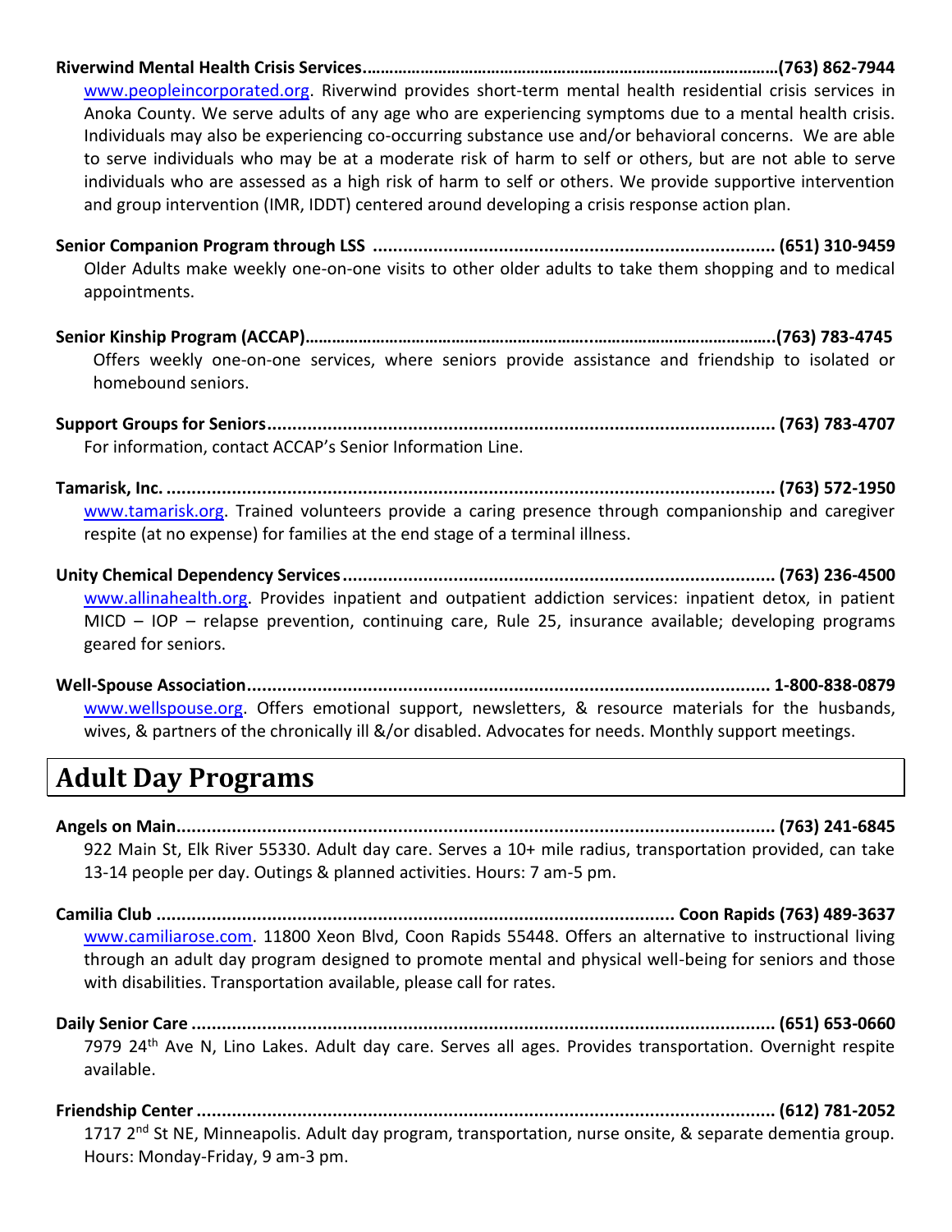**Riverwind Mental Health Crisis Services……………………………………………………………………………(763) 862-7944**
www.peopleincorporated.org. Riverwind provides short-term mental health residential crisis services in Anoka County. We serve adults of any age who are experiencing symptoms due to a mental health crisis. Individuals may also be experiencing co-occurring substance use and/or behavioral concerns. We are able to serve individuals who may be at a moderate risk of harm to self or others, but are not able to serve individuals who are assessed as a high risk of harm to self or others. We provide supportive intervention and group intervention (IMR, IDDT) centered around developing a crisis response action plan.

**Senior Companion Program through LSS ................................................................................ (651) 310-9459**
Older Adults make weekly one-on-one visits to other older adults to take them shopping and to medical appointments.

**Senior Kinship Program (ACCAP)……………………………………………………………………………………………(763) 783-4745**
Offers weekly one-on-one services, where seniors provide assistance and friendship to isolated or homebound seniors.

**Support Groups for Seniors.................................................................................................... (763) 783-4707**
For information, contact ACCAP's Senior Information Line.

**Tamarisk, Inc. ......................................................................................................................... (763) 572-1950**
www.tamarisk.org. Trained volunteers provide a caring presence through companionship and caregiver respite (at no expense) for families at the end stage of a terminal illness.

**Unity Chemical Dependency Services..................................................................................... (763) 236-4500**
www.allinahealth.org. Provides inpatient and outpatient addiction services: inpatient detox, in patient MICD – IOP – relapse prevention, continuing care, Rule 25, insurance available; developing programs geared for seniors.

**Well-Spouse Association......................................................................................................... 1-800-838-0879**
www.wellspouse.org. Offers emotional support, newsletters, & resource materials for the husbands, wives, & partners of the chronically ill &/or disabled. Advocates for needs. Monthly support meetings.

# Adult Day Programs

**Angels on Main....................................................................................................................... (763) 241-6845**
922 Main St, Elk River 55330. Adult day care. Serves a 10+ mile radius, transportation provided, can take 13-14 people per day. Outings & planned activities. Hours: 7 am-5 pm.

**Camilia Club ..................................................................................................... Coon Rapids (763) 489-3637**
www.camiliarose.com. 11800 Xeon Blvd, Coon Rapids 55448. Offers an alternative to instructional living through an adult day program designed to promote mental and physical well-being for seniors and those with disabilities. Transportation available, please call for rates.

**Daily Senior Care .................................................................................................................... (651) 653-0660**
7979 24th Ave N, Lino Lakes. Adult day care. Serves all ages. Provides transportation. Overnight respite available.

**Friendship Center .................................................................................................................... (612) 781-2052**
1717 2nd St NE, Minneapolis. Adult day program, transportation, nurse onsite, & separate dementia group. Hours: Monday-Friday, 9 am-3 pm.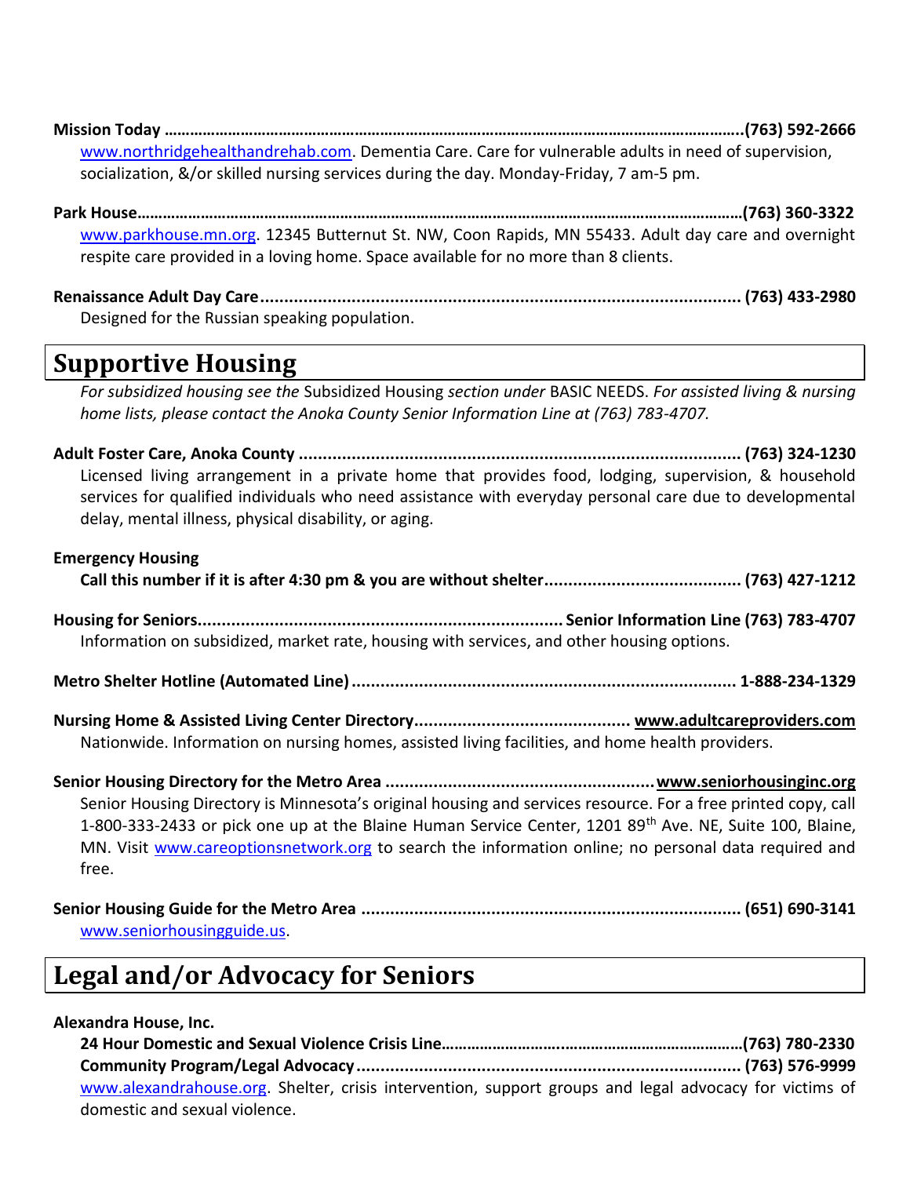**Mission Today** ……………………………………………………………………………………………………………..(763) 592-2666
www.northridgehealthandrehab.com. Dementia Care. Care for vulnerable adults in need of supervision, socialization, &/or skilled nursing services during the day. Monday-Friday, 7 am-5 pm.

**Park House**………………………………………………………………………………………………………………(763) 360-3322
www.parkhouse.mn.org. 12345 Butternut St. NW, Coon Rapids, MN 55433. Adult day care and overnight respite care provided in a loving home. Space available for no more than 8 clients.

**Renaissance Adult Day Care**.................................................................................................. **(763) 433-2980**
Designed for the Russian speaking population.

## Supportive Housing

*For subsidized housing see the* Subsidized Housing *section under* BASIC NEEDS. *For assisted living & nursing home lists, please contact the Anoka County Senior Information Line at (763) 783-4707.*

**Adult Foster Care, Anoka County** ........................................................................................ **(763) 324-1230**
Licensed living arrangement in a private home that provides food, lodging, supervision, & household services for qualified individuals who need assistance with everyday personal care due to developmental delay, mental illness, physical disability, or aging.

**Emergency Housing**
**Call this number if it is after 4:30 pm & you are without shelter**......................................... **(763) 427-1212**

**Housing for Seniors**.......................................................................... **Senior Information Line (763) 783-4707**
Information on subsidized, market rate, housing with services, and other housing options.

**Metro Shelter Hotline (Automated Line)** ............................................................................... **1-888-234-1329**

**Nursing Home & Assisted Living Center Directory**............................................ **www.adultcareproviders.com**
Nationwide. Information on nursing homes, assisted living facilities, and home health providers.

**Senior Housing Directory for the Metro Area** ....................................................... **www.seniorhousinginc.org**
Senior Housing Directory is Minnesota's original housing and services resource. For a free printed copy, call 1-800-333-2433 or pick one up at the Blaine Human Service Center, 1201 89th Ave. NE, Suite 100, Blaine, MN. Visit www.careoptionsnetwork.org to search the information online; no personal data required and free.

**Senior Housing Guide for the Metro Area** .............................................................................. **(651) 690-3141**
www.seniorhousingguide.us.

## Legal and/or Advocacy for Seniors

**Alexandra House, Inc.**
**24 Hour Domestic and Sexual Violence Crisis Line**……………………………………………………………(763) 780-2330
**Community Program/Legal Advocacy** ............................................................................... **(763) 576-9999**
www.alexandrahouse.org. Shelter, crisis intervention, support groups and legal advocacy for victims of domestic and sexual violence.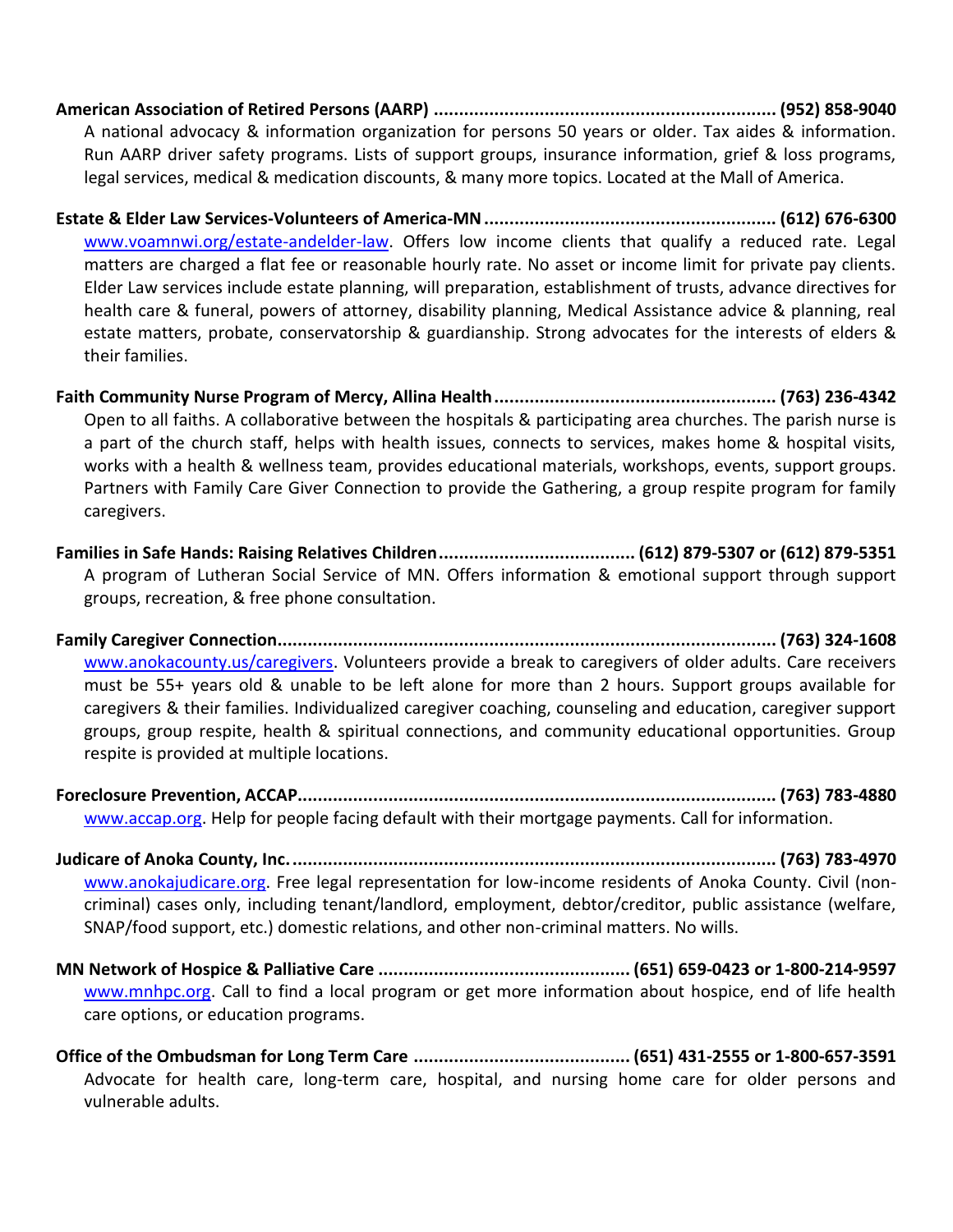**American Association of Retired Persons (AARP) .................................................................... (952) 858-9040**
A national advocacy & information organization for persons 50 years or older. Tax aides & information. Run AARP driver safety programs. Lists of support groups, insurance information, grief & loss programs, legal services, medical & medication discounts, & many more topics. Located at the Mall of America.

**Estate & Elder Law Services-Volunteers of America-MN ......................................................... (612) 676-6300**
www.voamnwi.org/estate-andelder-law. Offers low income clients that qualify a reduced rate. Legal matters are charged a flat fee or reasonable hourly rate. No asset or income limit for private pay clients. Elder Law services include estate planning, will preparation, establishment of trusts, advance directives for health care & funeral, powers of attorney, disability planning, Medical Assistance advice & planning, real estate matters, probate, conservatorship & guardianship. Strong advocates for the interests of elders & their families.

**Faith Community Nurse Program of Mercy, Allina Health ........................................................ (763) 236-4342**
Open to all faiths. A collaborative between the hospitals & participating area churches. The parish nurse is a part of the church staff, helps with health issues, connects to services, makes home & hospital visits, works with a health & wellness team, provides educational materials, workshops, events, support groups. Partners with Family Care Giver Connection to provide the Gathering, a group respite program for family caregivers.

**Families in Safe Hands: Raising Relatives Children ...................................... (612) 879-5307 or (612) 879-5351**
A program of Lutheran Social Service of MN. Offers information & emotional support through support groups, recreation, & free phone consultation.

**Family Caregiver Connection.................................................................................................... (763) 324-1608**
www.anokacounty.us/caregivers. Volunteers provide a break to caregivers of older adults. Care receivers must be 55+ years old & unable to be left alone for more than 2 hours. Support groups available for caregivers & their families. Individualized caregiver coaching, counseling and education, caregiver support groups, group respite, health & spiritual connections, and community educational opportunities. Group respite is provided at multiple locations.

**Foreclosure Prevention, ACCAP............................................................................................... (763) 783-4880**
www.accap.org. Help for people facing default with their mortgage payments. Call for information.

**Judicare of Anoka County, Inc. ................................................................................................ (763) 783-4970**
www.anokajudicare.org. Free legal representation for low-income residents of Anoka County. Civil (non-criminal) cases only, including tenant/landlord, employment, debtor/creditor, public assistance (welfare, SNAP/food support, etc.) domestic relations, and other non-criminal matters. No wills.

**MN Network of Hospice & Palliative Care ................................................. (651) 659-0423 or 1-800-214-9597**
www.mnhpc.org. Call to find a local program or get more information about hospice, end of life health care options, or education programs.

**Office of the Ombudsman for Long Term Care ........................................... (651) 431-2555 or 1-800-657-3591**
Advocate for health care, long-term care, hospital, and nursing home care for older persons and vulnerable adults.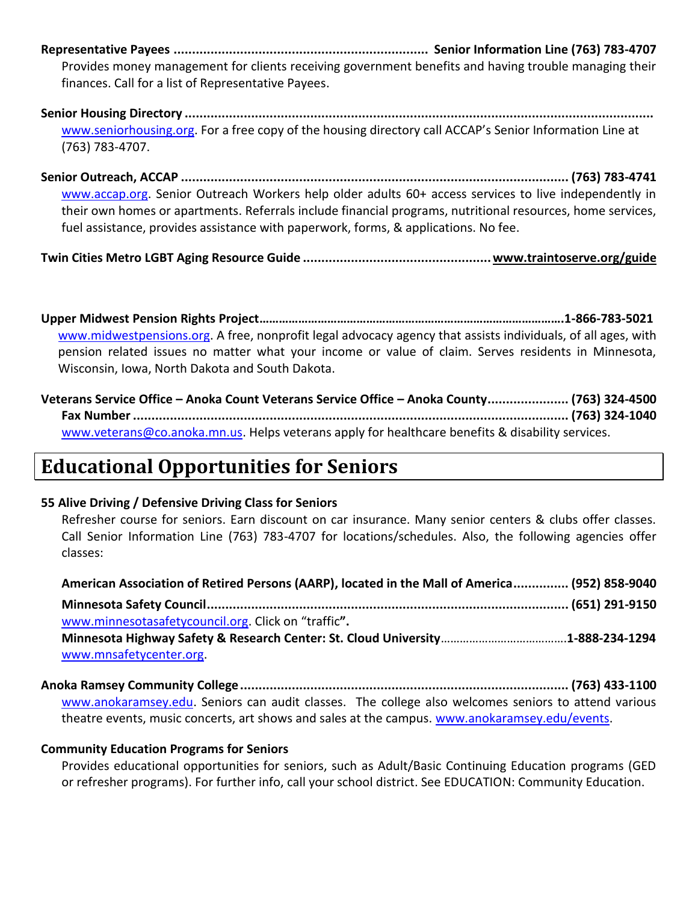**Representative Payees** .................................................................... **Senior Information Line (763) 783-4707**

Provides money management for clients receiving government benefits and having trouble managing their finances. Call for a list of Representative Payees.

**Senior Housing Directory** ...............................................................................................................................

www.seniorhousing.org. For a free copy of the housing directory call ACCAP's Senior Information Line at (763) 783-4707.

**Senior Outreach, ACCAP** ........................................................................................................ **(763) 783-4741**

www.accap.org. Senior Outreach Workers help older adults 60+ access services to live independently in their own homes or apartments. Referrals include financial programs, nutritional resources, home services, fuel assistance, provides assistance with paperwork, forms, & applications. No fee.

**Twin Cities Metro LGBT Aging Resource Guide** .................................................. **www.traintoserve.org/guide**

**Upper Midwest Pension Rights Project**……………………………………………………………………………….**1-866-783-5021**

www.midwestpensions.org. A free, nonprofit legal advocacy agency that assists individuals, of all ages, with pension related issues no matter what your income or value of claim. Serves residents in Minnesota, Wisconsin, Iowa, North Dakota and South Dakota.

**Veterans Service Office – Anoka Count Veterans Service Office – Anoka County**...................... **(763) 324-4500**

**Fax Number** ...................................................................................................................... **(763) 324-1040**

www.veterans@co.anoka.mn.us. Helps veterans apply for healthcare benefits & disability services.

# Educational Opportunities for Seniors

**55 Alive Driving / Defensive Driving Class for Seniors**

Refresher course for seniors. Earn discount on car insurance. Many senior centers & clubs offer classes. Call Senior Information Line (763) 783-4707 for locations/schedules. Also, the following agencies offer classes:

**American Association of Retired Persons (AARP), located in the Mall of America**............... **(952) 858-9040**

**Minnesota Safety Council**.................................................................................................. **(651) 291-9150**

www.minnesotasafetycouncil.org. Click on "traffic**".**

**Minnesota Highway Safety & Research Center: St. Cloud University**…………………………………**1-888-234-1294**

www.mnsafetycenter.org.

**Anoka Ramsey Community College**......................................................................................... **(763) 433-1100**

www.anokaramsey.edu. Seniors can audit classes. The college also welcomes seniors to attend various theatre events, music concerts, art shows and sales at the campus. www.anokaramsey.edu/events.

**Community Education Programs for Seniors**

Provides educational opportunities for seniors, such as Adult/Basic Continuing Education programs (GED or refresher programs). For further info, call your school district. See EDUCATION: Community Education.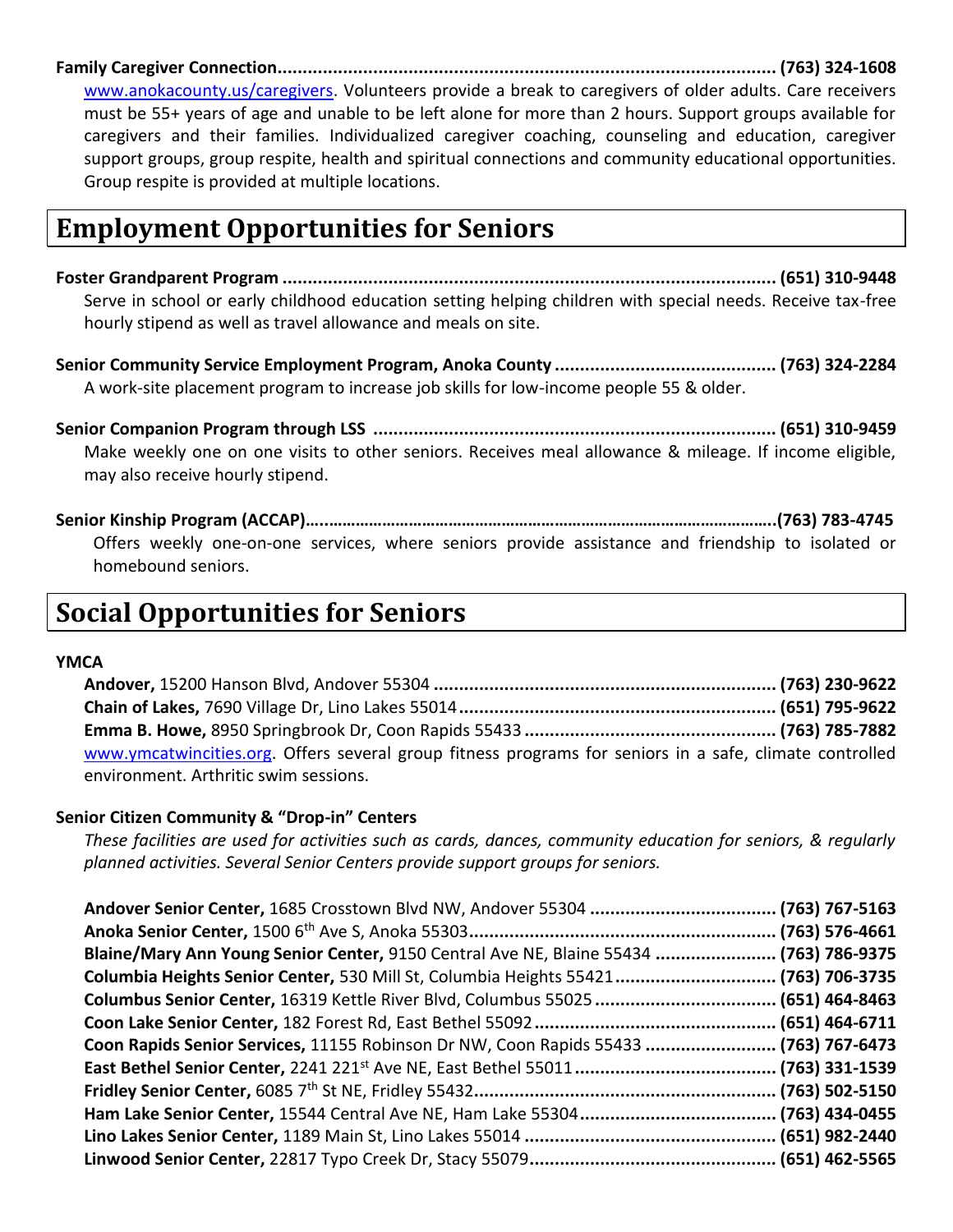**Family Caregiver Connection.................................................................................................. (763) 324-1608**

www.anokacounty.us/caregivers. Volunteers provide a break to caregivers of older adults. Care receivers must be 55+ years of age and unable to be left alone for more than 2 hours. Support groups available for caregivers and their families. Individualized caregiver coaching, counseling and education, caregiver support groups, group respite, health and spiritual connections and community educational opportunities. Group respite is provided at multiple locations.

# Employment Opportunities for Seniors

**Foster Grandparent Program ................................................................................................ (651) 310-9448**

Serve in school or early childhood education setting helping children with special needs. Receive tax-free hourly stipend as well as travel allowance and meals on site.

**Senior Community Service Employment Program, Anoka County ............................................ (763) 324-2284**

A work-site placement program to increase job skills for low-income people 55 & older.

**Senior Companion Program through LSS ................................................................................ (651) 310-9459**

Make weekly one on one visits to other seniors. Receives meal allowance & mileage. If income eligible, may also receive hourly stipend.

**Senior Kinship Program (ACCAP)…………………………………………………………………………………………(763) 783-4745**

Offers weekly one-on-one services, where seniors provide assistance and friendship to isolated or homebound seniors.

# Social Opportunities for Seniors

**YMCA**

**Andover,** 15200 Hanson Blvd, Andover 55304 .................................................................... **(763) 230-9622**
**Chain of Lakes,** 7690 Village Dr, Lino Lakes 55014 ............................................................... **(651) 795-9622**
**Emma B. Howe,** 8950 Springbrook Dr, Coon Rapids 55433 .................................................. **(763) 785-7882**

www.ymcatwincities.org. Offers several group fitness programs for seniors in a safe, climate controlled environment. Arthritic swim sessions.

**Senior Citizen Community & "Drop-in" Centers**

*These facilities are used for activities such as cards, dances, community education for seniors, & regularly planned activities. Several Senior Centers provide support groups for seniors.*

**Andover Senior Center,** 1685 Crosstown Blvd NW, Andover 55304 ..................................... **(763) 767-5163**
**Anoka Senior Center,** 1500 6th Ave S, Anoka 55303............................................................. **(763) 576-4661**
**Blaine/Mary Ann Young Senior Center,** 9150 Central Ave NE, Blaine 55434 ........................ **(763) 786-9375**
**Columbia Heights Senior Center,** 530 Mill St, Columbia Heights 55421................................ **(763) 706-3735**
**Columbus Senior Center,** 16319 Kettle River Blvd, Columbus 55025 .................................... **(651) 464-8463**
**Coon Lake Senior Center,** 182 Forest Rd, East Bethel 55092................................................ **(651) 464-6711**
**Coon Rapids Senior Services,** 11155 Robinson Dr NW, Coon Rapids 55433 .......................... **(763) 767-6473**
**East Bethel Senior Center,** 2241 221st Ave NE, East Bethel 55011........................................ **(763) 331-1539**
**Fridley Senior Center,** 6085 7th St NE, Fridley 55432............................................................ **(763) 502-5150**
**Ham Lake Senior Center,** 15544 Central Ave NE, Ham Lake 55304....................................... **(763) 434-0455**
**Lino Lakes Senior Center,** 1189 Main St, Lino Lakes 55014 .................................................. **(651) 982-2440**
**Linwood Senior Center,** 22817 Typo Creek Dr, Stacy 55079................................................. **(651) 462-5565**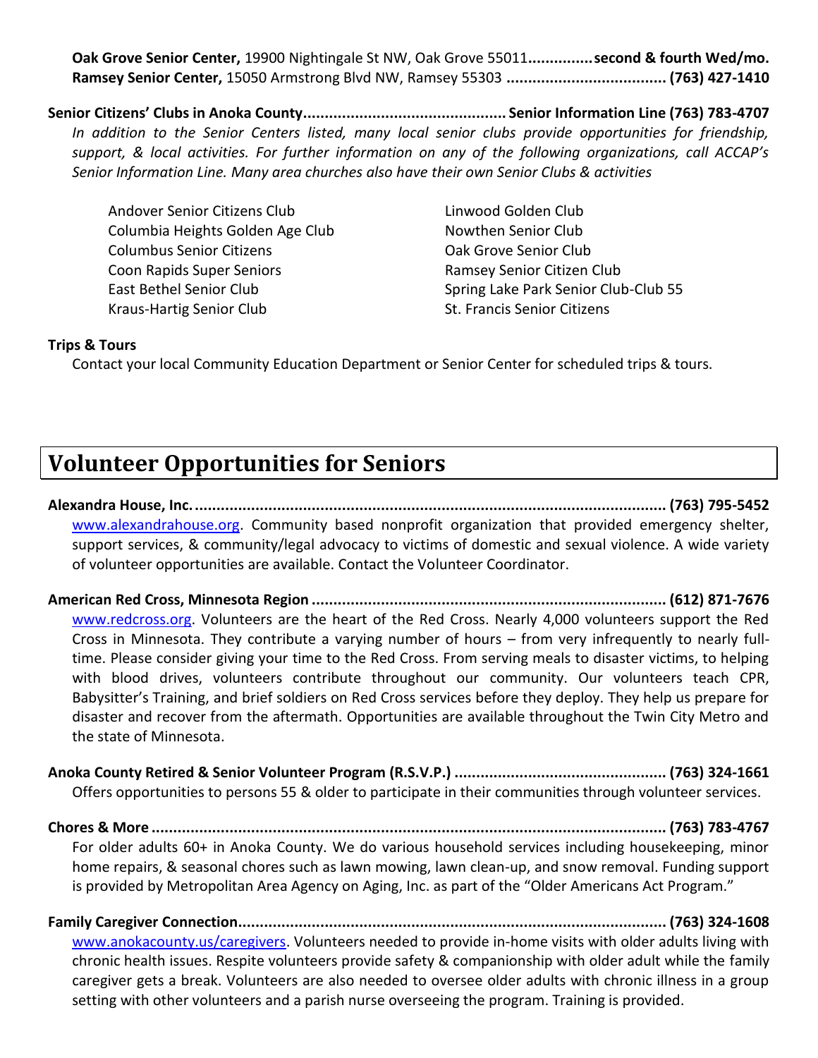**Oak Grove Senior Center,** 19900 Nightingale St NW, Oak Grove 55011...............**second & fourth Wed/mo.**
**Ramsey Senior Center,** 15050 Armstrong Blvd NW, Ramsey 55303 ..................................... **(763) 427-1410**

**Senior Citizens' Clubs in Anoka County............................................... Senior Information Line (763) 783-4707**

*In addition to the Senior Centers listed, many local senior clubs provide opportunities for friendship, support, & local activities. For further information on any of the following organizations, call ACCAP's Senior Information Line. Many area churches also have their own Senior Clubs & activities*

- Andover Senior Citizens Club
- Columbia Heights Golden Age Club
- Columbus Senior Citizens
- Coon Rapids Super Seniors
- East Bethel Senior Club
- Kraus-Hartig Senior Club
- Linwood Golden Club
- Nowthen Senior Club
- Oak Grove Senior Club
- Ramsey Senior Citizen Club
- Spring Lake Park Senior Club-Club 55
- St. Francis Senior Citizens

**Trips & Tours**

Contact your local Community Education Department or Senior Center for scheduled trips & tours.

# Volunteer Opportunities for Seniors

**Alexandra House, Inc. .......................................................................................................... (763) 795-5452**

www.alexandrahouse.org. Community based nonprofit organization that provided emergency shelter, support services, & community/legal advocacy to victims of domestic and sexual violence. A wide variety of volunteer opportunities are available. Contact the Volunteer Coordinator.

**American Red Cross, Minnesota Region ................................................................................. (612) 871-7676**

www.redcross.org. Volunteers are the heart of the Red Cross. Nearly 4,000 volunteers support the Red Cross in Minnesota. They contribute a varying number of hours – from very infrequently to nearly full-time. Please consider giving your time to the Red Cross. From serving meals to disaster victims, to helping with blood drives, volunteers contribute throughout our community. Our volunteers teach CPR, Babysitter's Training, and brief soldiers on Red Cross services before they deploy. They help us prepare for disaster and recover from the aftermath. Opportunities are available throughout the Twin City Metro and the state of Minnesota.

**Anoka County Retired & Senior Volunteer Program (R.S.V.P.) ................................................. (763) 324-1661**

Offers opportunities to persons 55 & older to participate in their communities through volunteer services.

**Chores & More ...................................................................................................................... (763) 783-4767**

For older adults 60+ in Anoka County. We do various household services including housekeeping, minor home repairs, & seasonal chores such as lawn mowing, lawn clean-up, and snow removal. Funding support is provided by Metropolitan Area Agency on Aging, Inc. as part of the "Older Americans Act Program."

**Family Caregiver Connection.................................................................................................. (763) 324-1608**

www.anokacounty.us/caregivers. Volunteers needed to provide in-home visits with older adults living with chronic health issues. Respite volunteers provide safety & companionship with older adult while the family caregiver gets a break. Volunteers are also needed to oversee older adults with chronic illness in a group setting with other volunteers and a parish nurse overseeing the program. Training is provided.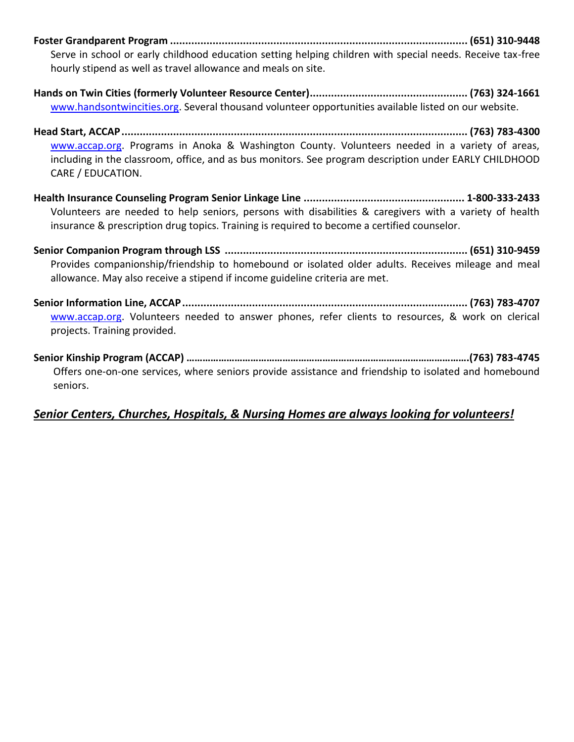**Foster Grandparent Program ................................................................................................. (651) 310-9448**
Serve in school or early childhood education setting helping children with special needs. Receive tax-free hourly stipend as well as travel allowance and meals on site.

**Hands on Twin Cities (formerly Volunteer Resource Center).................................................... (763) 324-1661**
www.handsontwincities.org. Several thousand volunteer opportunities available listed on our website.

**Head Start, ACCAP ................................................................................................................. (763) 783-4300**
www.accap.org. Programs in Anoka & Washington County. Volunteers needed in a variety of areas, including in the classroom, office, and as bus monitors. See program description under EARLY CHILDHOOD CARE / EDUCATION.

**Health Insurance Counseling Program Senior Linkage Line ..................................................... 1-800-333-2433**
Volunteers are needed to help seniors, persons with disabilities & caregivers with a variety of health insurance & prescription drug topics. Training is required to become a certified counselor.

**Senior Companion Program through LSS ................................................................................ (651) 310-9459**
Provides companionship/friendship to homebound or isolated older adults. Receives mileage and meal allowance. May also receive a stipend if income guideline criteria are met.

**Senior Information Line, ACCAP .............................................................................................. (763) 783-4707**
www.accap.org. Volunteers needed to answer phones, refer clients to resources, & work on clerical projects. Training provided.

**Senior Kinship Program (ACCAP) ………………………………………………………………………………………….(763) 783-4745**
Offers one-on-one services, where seniors provide assistance and friendship to isolated and homebound seniors.

***Senior Centers, Churches, Hospitals, & Nursing Homes are always looking for volunteers!***